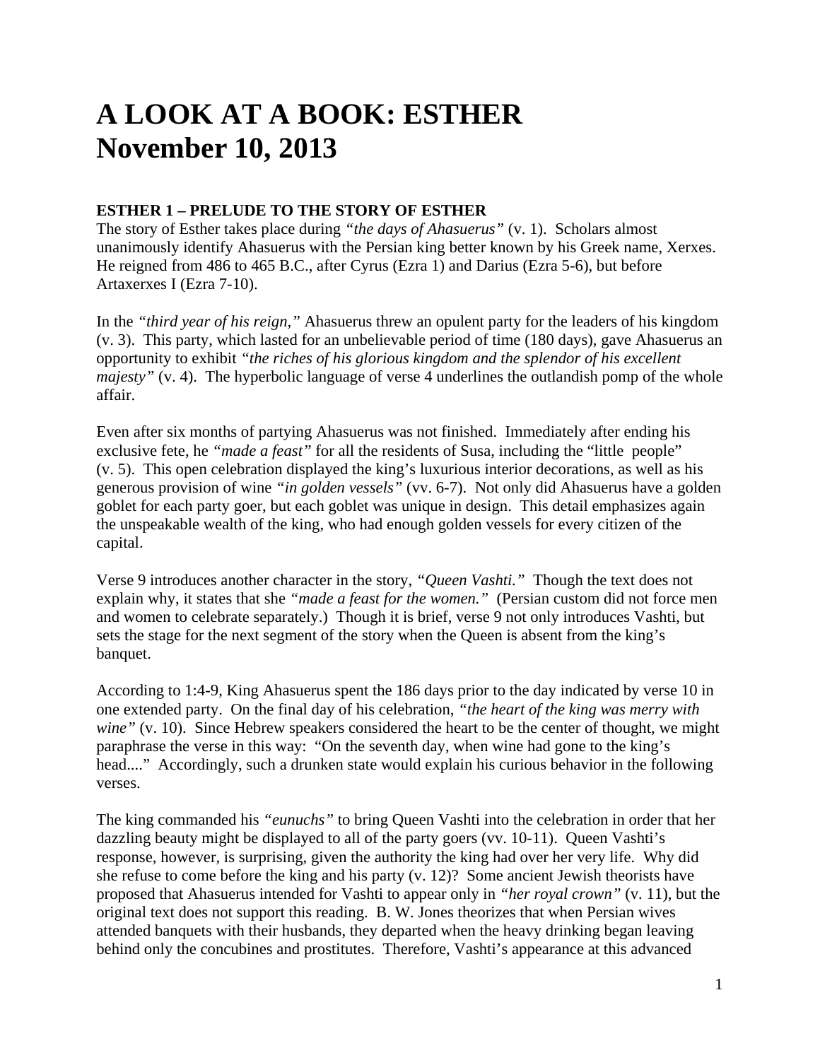# A LOOK AT A BOOK: ESTHER
# November 10, 2013

### ESTHER 1 – PRELUDE TO THE STORY OF ESTHER

The story of Esther takes place during *"the days of Ahasuerus"* (v. 1). Scholars almost unanimously identify Ahasuerus with the Persian king better known by his Greek name, Xerxes. He reigned from 486 to 465 B.C., after Cyrus (Ezra 1) and Darius (Ezra 5-6), but before Artaxerxes I (Ezra 7-10).

In the *"third year of his reign,"* Ahasuerus threw an opulent party for the leaders of his kingdom (v. 3). This party, which lasted for an unbelievable period of time (180 days), gave Ahasuerus an opportunity to exhibit *"the riches of his glorious kingdom and the splendor of his excellent majesty"* (v. 4). The hyperbolic language of verse 4 underlines the outlandish pomp of the whole affair.

Even after six months of partying Ahasuerus was not finished. Immediately after ending his exclusive fete, he *"made a feast"* for all the residents of Susa, including the "little people" (v. 5). This open celebration displayed the king's luxurious interior decorations, as well as his generous provision of wine *"in golden vessels"* (vv. 6-7). Not only did Ahasuerus have a golden goblet for each party goer, but each goblet was unique in design. This detail emphasizes again the unspeakable wealth of the king, who had enough golden vessels for every citizen of the capital.

Verse 9 introduces another character in the story, *"Queen Vashti."* Though the text does not explain why, it states that she *"made a feast for the women."* (Persian custom did not force men and women to celebrate separately.) Though it is brief, verse 9 not only introduces Vashti, but sets the stage for the next segment of the story when the Queen is absent from the king's banquet.

According to 1:4-9, King Ahasuerus spent the 186 days prior to the day indicated by verse 10 in one extended party. On the final day of his celebration, *"the heart of the king was merry with wine"* (v. 10). Since Hebrew speakers considered the heart to be the center of thought, we might paraphrase the verse in this way: "On the seventh day, when wine had gone to the king's head...." Accordingly, such a drunken state would explain his curious behavior in the following verses.

The king commanded his *"eunuchs"* to bring Queen Vashti into the celebration in order that her dazzling beauty might be displayed to all of the party goers (vv. 10-11). Queen Vashti's response, however, is surprising, given the authority the king had over her very life. Why did she refuse to come before the king and his party (v. 12)? Some ancient Jewish theorists have proposed that Ahasuerus intended for Vashti to appear only in *"her royal crown"* (v. 11), but the original text does not support this reading. B. W. Jones theorizes that when Persian wives attended banquets with their husbands, they departed when the heavy drinking began leaving behind only the concubines and prostitutes. Therefore, Vashti's appearance at this advanced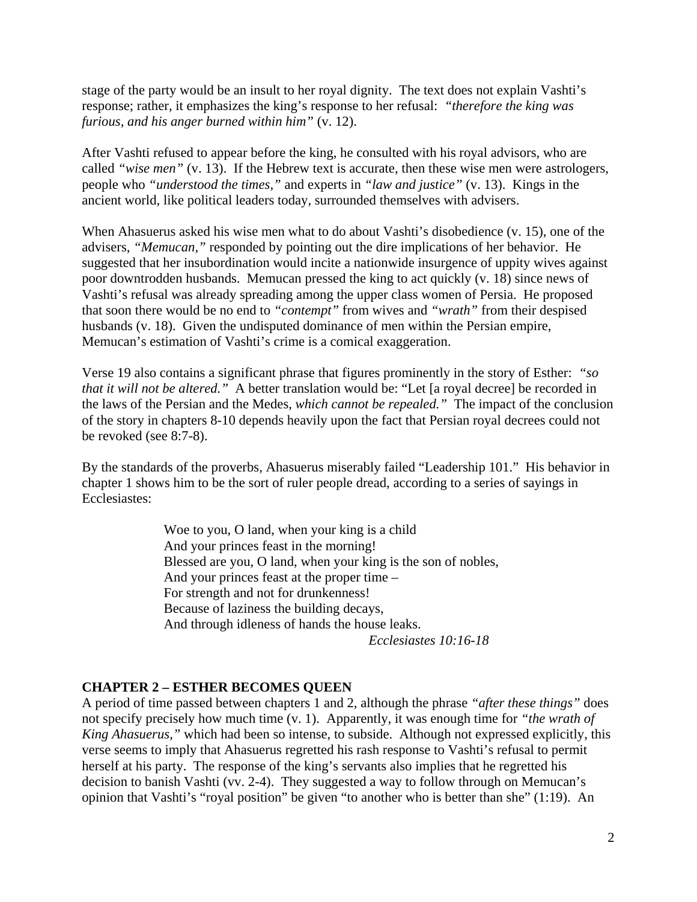stage of the party would be an insult to her royal dignity. The text does not explain Vashti's response; rather, it emphasizes the king's response to her refusal: *"therefore the king was furious, and his anger burned within him"* (v. 12).

After Vashti refused to appear before the king, he consulted with his royal advisors, who are called *"wise men"* (v. 13). If the Hebrew text is accurate, then these wise men were astrologers, people who *"understood the times,"* and experts in *"law and justice"* (v. 13). Kings in the ancient world, like political leaders today, surrounded themselves with advisers.

When Ahasuerus asked his wise men what to do about Vashti's disobedience (v. 15), one of the advisers, *"Memucan,"* responded by pointing out the dire implications of her behavior. He suggested that her insubordination would incite a nationwide insurgence of uppity wives against poor downtrodden husbands. Memucan pressed the king to act quickly (v. 18) since news of Vashti's refusal was already spreading among the upper class women of Persia. He proposed that soon there would be no end to *"contempt"* from wives and *"wrath"* from their despised husbands (v. 18). Given the undisputed dominance of men within the Persian empire, Memucan's estimation of Vashti's crime is a comical exaggeration.

Verse 19 also contains a significant phrase that figures prominently in the story of Esther: *"so that it will not be altered."* A better translation would be: "Let [a royal decree] be recorded in the laws of the Persian and the Medes, *which cannot be repealed."* The impact of the conclusion of the story in chapters 8-10 depends heavily upon the fact that Persian royal decrees could not be revoked (see 8:7-8).

By the standards of the proverbs, Ahasuerus miserably failed "Leadership 101." His behavior in chapter 1 shows him to be the sort of ruler people dread, according to a series of sayings in Ecclesiastes:

> Woe to you, O land, when your king is a child
> And your princes feast in the morning!
> Blessed are you, O land, when your king is the son of nobles,
> And your princes feast at the proper time –
> For strength and not for drunkenness!
> Because of laziness the building decays,
> And through idleness of hands the house leaks.
>
> *Ecclesiastes 10:16-18*

## CHAPTER 2 – ESTHER BECOMES QUEEN

A period of time passed between chapters 1 and 2, although the phrase *"after these things"* does not specify precisely how much time (v. 1). Apparently, it was enough time for *"the wrath of King Ahasuerus,"* which had been so intense, to subside. Although not expressed explicitly, this verse seems to imply that Ahasuerus regretted his rash response to Vashti's refusal to permit herself at his party. The response of the king's servants also implies that he regretted his decision to banish Vashti (vv. 2-4). They suggested a way to follow through on Memucan's opinion that Vashti's "royal position" be given "to another who is better than she" (1:19). An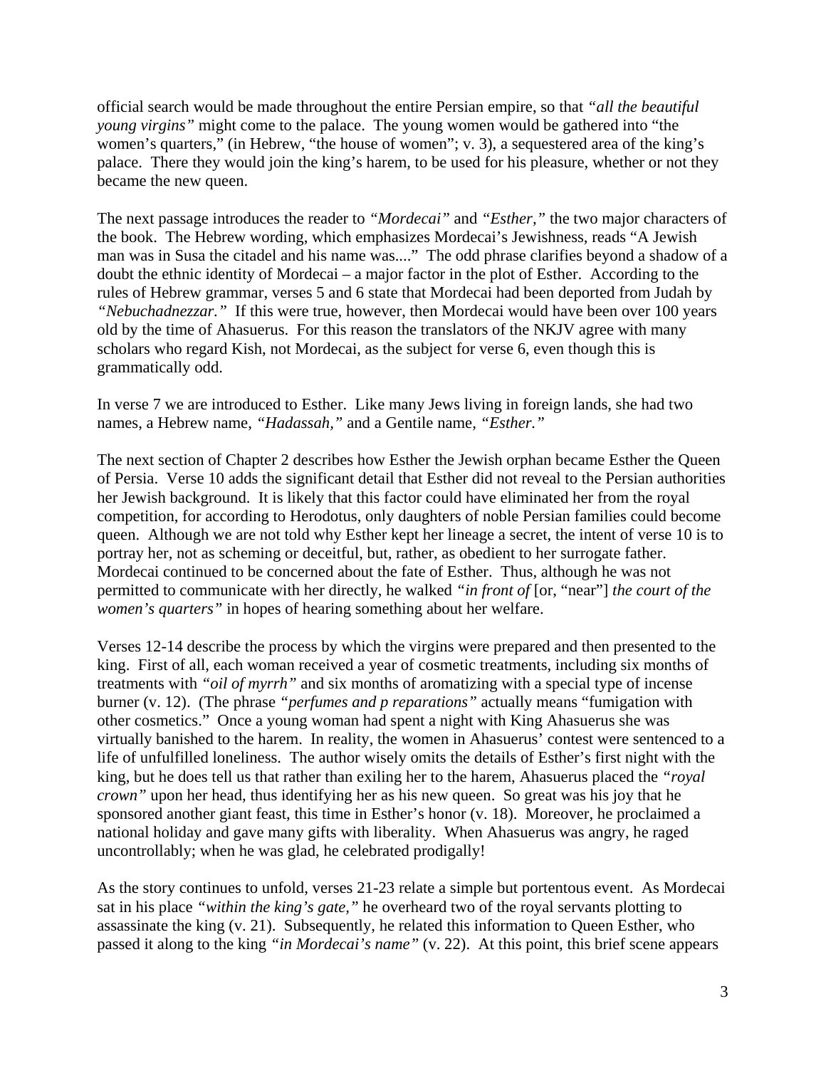official search would be made throughout the entire Persian empire, so that *"all the beautiful young virgins"* might come to the palace. The young women would be gathered into "the women's quarters," (in Hebrew, "the house of women"; v. 3), a sequestered area of the king's palace. There they would join the king's harem, to be used for his pleasure, whether or not they became the new queen.

The next passage introduces the reader to *"Mordecai"* and *"Esther,"* the two major characters of the book. The Hebrew wording, which emphasizes Mordecai's Jewishness, reads "A Jewish man was in Susa the citadel and his name was...." The odd phrase clarifies beyond a shadow of a doubt the ethnic identity of Mordecai – a major factor in the plot of Esther. According to the rules of Hebrew grammar, verses 5 and 6 state that Mordecai had been deported from Judah by *"Nebuchadnezzar."* If this were true, however, then Mordecai would have been over 100 years old by the time of Ahasuerus. For this reason the translators of the NKJV agree with many scholars who regard Kish, not Mordecai, as the subject for verse 6, even though this is grammatically odd.

In verse 7 we are introduced to Esther. Like many Jews living in foreign lands, she had two names, a Hebrew name, *"Hadassah,"* and a Gentile name, *"Esther."*

The next section of Chapter 2 describes how Esther the Jewish orphan became Esther the Queen of Persia. Verse 10 adds the significant detail that Esther did not reveal to the Persian authorities her Jewish background. It is likely that this factor could have eliminated her from the royal competition, for according to Herodotus, only daughters of noble Persian families could become queen. Although we are not told why Esther kept her lineage a secret, the intent of verse 10 is to portray her, not as scheming or deceitful, but, rather, as obedient to her surrogate father. Mordecai continued to be concerned about the fate of Esther. Thus, although he was not permitted to communicate with her directly, he walked *"in front of* [or, "near"] *the court of the women's quarters"* in hopes of hearing something about her welfare.

Verses 12-14 describe the process by which the virgins were prepared and then presented to the king. First of all, each woman received a year of cosmetic treatments, including six months of treatments with *"oil of myrrh"* and six months of aromatizing with a special type of incense burner (v. 12). (The phrase *"perfumes and p reparations"* actually means "fumigation with other cosmetics." Once a young woman had spent a night with King Ahasuerus she was virtually banished to the harem. In reality, the women in Ahasuerus' contest were sentenced to a life of unfulfilled loneliness. The author wisely omits the details of Esther's first night with the king, but he does tell us that rather than exiling her to the harem, Ahasuerus placed the *"royal crown"* upon her head, thus identifying her as his new queen. So great was his joy that he sponsored another giant feast, this time in Esther's honor (v. 18). Moreover, he proclaimed a national holiday and gave many gifts with liberality. When Ahasuerus was angry, he raged uncontrollably; when he was glad, he celebrated prodigally!

As the story continues to unfold, verses 21-23 relate a simple but portentous event. As Mordecai sat in his place *"within the king's gate,"* he overheard two of the royal servants plotting to assassinate the king (v. 21). Subsequently, he related this information to Queen Esther, who passed it along to the king *"in Mordecai's name"* (v. 22). At this point, this brief scene appears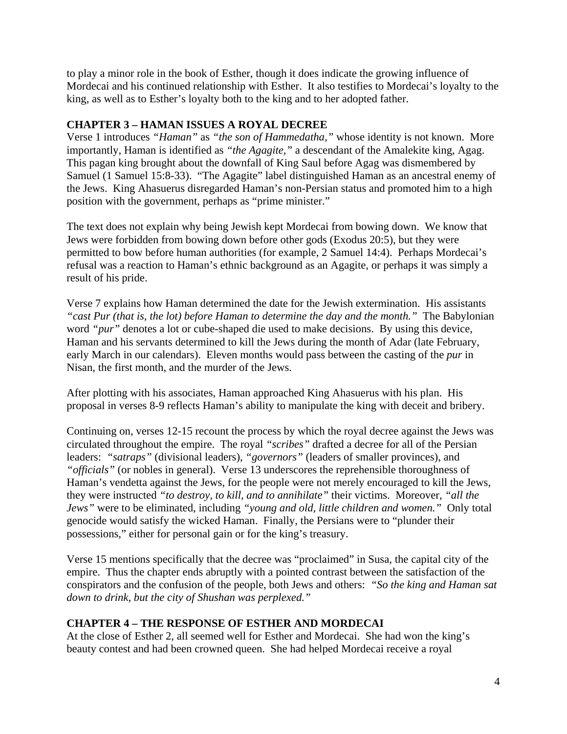to play a minor role in the book of Esther, though it does indicate the growing influence of Mordecai and his continued relationship with Esther. It also testifies to Mordecai's loyalty to the king, as well as to Esther's loyalty both to the king and to her adopted father.

**CHAPTER 3 – HAMAN ISSUES A ROYAL DECREE**

Verse 1 introduces *"Haman"* as *"the son of Hammedatha,"* whose identity is not known. More importantly, Haman is identified as *"the Agagite,"* a descendant of the Amalekite king, Agag. This pagan king brought about the downfall of King Saul before Agag was dismembered by Samuel (1 Samuel 15:8-33). "The Agagite" label distinguished Haman as an ancestral enemy of the Jews. King Ahasuerus disregarded Haman's non-Persian status and promoted him to a high position with the government, perhaps as "prime minister."

The text does not explain why being Jewish kept Mordecai from bowing down. We know that Jews were forbidden from bowing down before other gods (Exodus 20:5), but they were permitted to bow before human authorities (for example, 2 Samuel 14:4). Perhaps Mordecai's refusal was a reaction to Haman's ethnic background as an Agagite, or perhaps it was simply a result of his pride.

Verse 7 explains how Haman determined the date for the Jewish extermination. His assistants *"cast Pur (that is, the lot) before Haman to determine the day and the month."* The Babylonian word *"pur"* denotes a lot or cube-shaped die used to make decisions. By using this device, Haman and his servants determined to kill the Jews during the month of Adar (late February, early March in our calendars). Eleven months would pass between the casting of the *pur* in Nisan, the first month, and the murder of the Jews.

After plotting with his associates, Haman approached King Ahasuerus with his plan. His proposal in verses 8-9 reflects Haman's ability to manipulate the king with deceit and bribery.

Continuing on, verses 12-15 recount the process by which the royal decree against the Jews was circulated throughout the empire. The royal *"scribes"* drafted a decree for all of the Persian leaders: *"satraps"* (divisional leaders), *"governors"* (leaders of smaller provinces), and *"officials"* (or nobles in general). Verse 13 underscores the reprehensible thoroughness of Haman's vendetta against the Jews, for the people were not merely encouraged to kill the Jews, they were instructed *"to destroy, to kill, and to annihilate"* their victims. Moreover, *"all the Jews"* were to be eliminated, including *"young and old, little children and women."* Only total genocide would satisfy the wicked Haman. Finally, the Persians were to "plunder their possessions," either for personal gain or for the king's treasury.

Verse 15 mentions specifically that the decree was "proclaimed" in Susa, the capital city of the empire. Thus the chapter ends abruptly with a pointed contrast between the satisfaction of the conspirators and the confusion of the people, both Jews and others: *"So the king and Haman sat down to drink, but the city of Shushan was perplexed."*

**CHAPTER 4 – THE RESPONSE OF ESTHER AND MORDECAI**

At the close of Esther 2, all seemed well for Esther and Mordecai. She had won the king's beauty contest and had been crowned queen. She had helped Mordecai receive a royal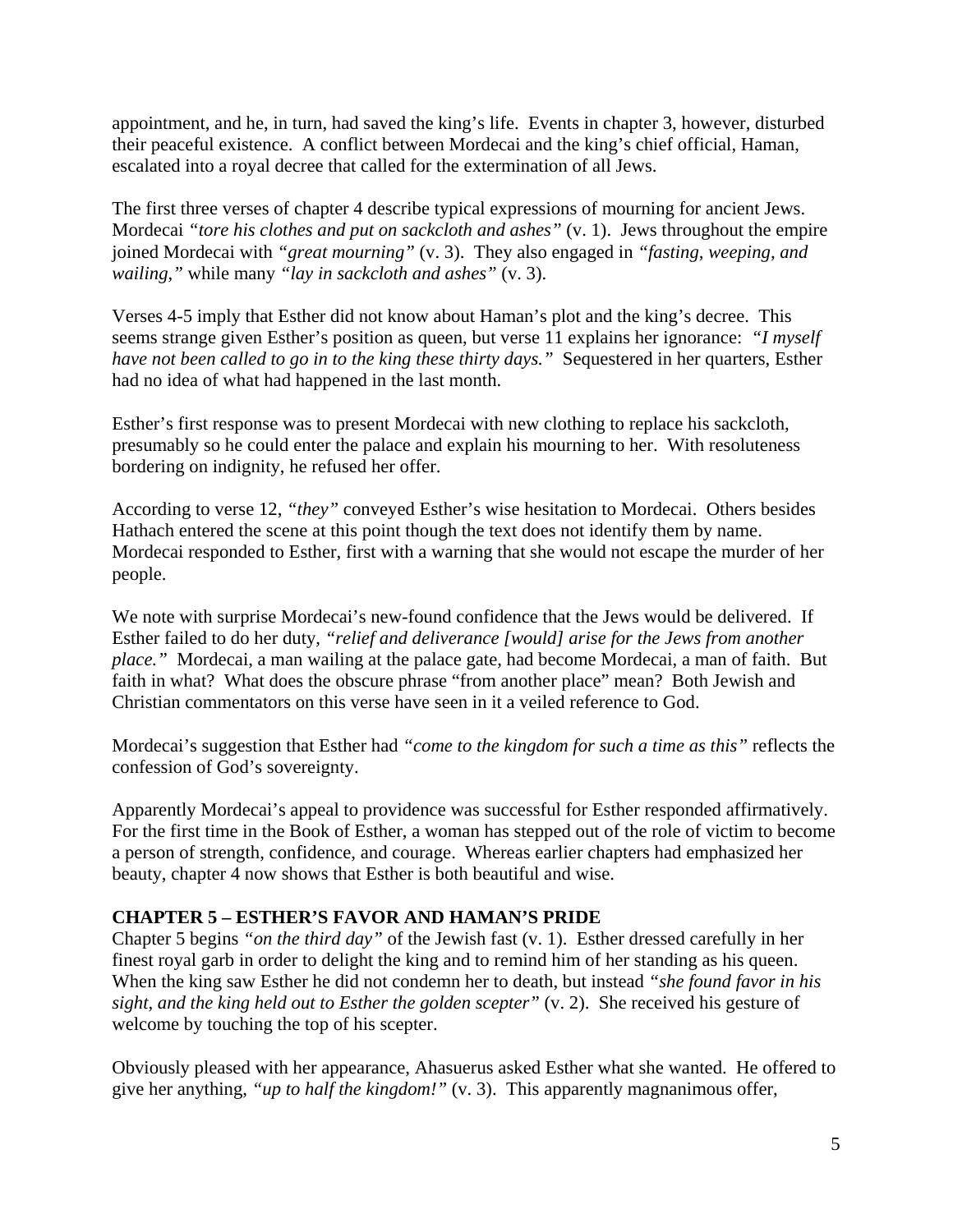appointment, and he, in turn, had saved the king's life. Events in chapter 3, however, disturbed their peaceful existence. A conflict between Mordecai and the king's chief official, Haman, escalated into a royal decree that called for the extermination of all Jews.

The first three verses of chapter 4 describe typical expressions of mourning for ancient Jews. Mordecai *"tore his clothes and put on sackcloth and ashes"* (v. 1). Jews throughout the empire joined Mordecai with *"great mourning"* (v. 3). They also engaged in *"fasting, weeping, and wailing,"* while many *"lay in sackcloth and ashes"* (v. 3).

Verses 4-5 imply that Esther did not know about Haman's plot and the king's decree. This seems strange given Esther's position as queen, but verse 11 explains her ignorance: *"I myself have not been called to go in to the king these thirty days."* Sequestered in her quarters, Esther had no idea of what had happened in the last month.

Esther's first response was to present Mordecai with new clothing to replace his sackcloth, presumably so he could enter the palace and explain his mourning to her. With resoluteness bordering on indignity, he refused her offer.

According to verse 12, *"they"* conveyed Esther's wise hesitation to Mordecai. Others besides Hathach entered the scene at this point though the text does not identify them by name. Mordecai responded to Esther, first with a warning that she would not escape the murder of her people.

We note with surprise Mordecai's new-found confidence that the Jews would be delivered. If Esther failed to do her duty, *"relief and deliverance [would] arise for the Jews from another place."* Mordecai, a man wailing at the palace gate, had become Mordecai, a man of faith. But faith in what? What does the obscure phrase "from another place" mean? Both Jewish and Christian commentators on this verse have seen in it a veiled reference to God.

Mordecai's suggestion that Esther had *"come to the kingdom for such a time as this"* reflects the confession of God's sovereignty.

Apparently Mordecai's appeal to providence was successful for Esther responded affirmatively. For the first time in the Book of Esther, a woman has stepped out of the role of victim to become a person of strength, confidence, and courage. Whereas earlier chapters had emphasized her beauty, chapter 4 now shows that Esther is both beautiful and wise.

## CHAPTER 5 – ESTHER'S FAVOR AND HAMAN'S PRIDE

Chapter 5 begins *"on the third day"* of the Jewish fast (v. 1). Esther dressed carefully in her finest royal garb in order to delight the king and to remind him of her standing as his queen. When the king saw Esther he did not condemn her to death, but instead *"she found favor in his sight, and the king held out to Esther the golden scepter"* (v. 2). She received his gesture of welcome by touching the top of his scepter.

Obviously pleased with her appearance, Ahasuerus asked Esther what she wanted. He offered to give her anything, *"up to half the kingdom!"* (v. 3). This apparently magnanimous offer,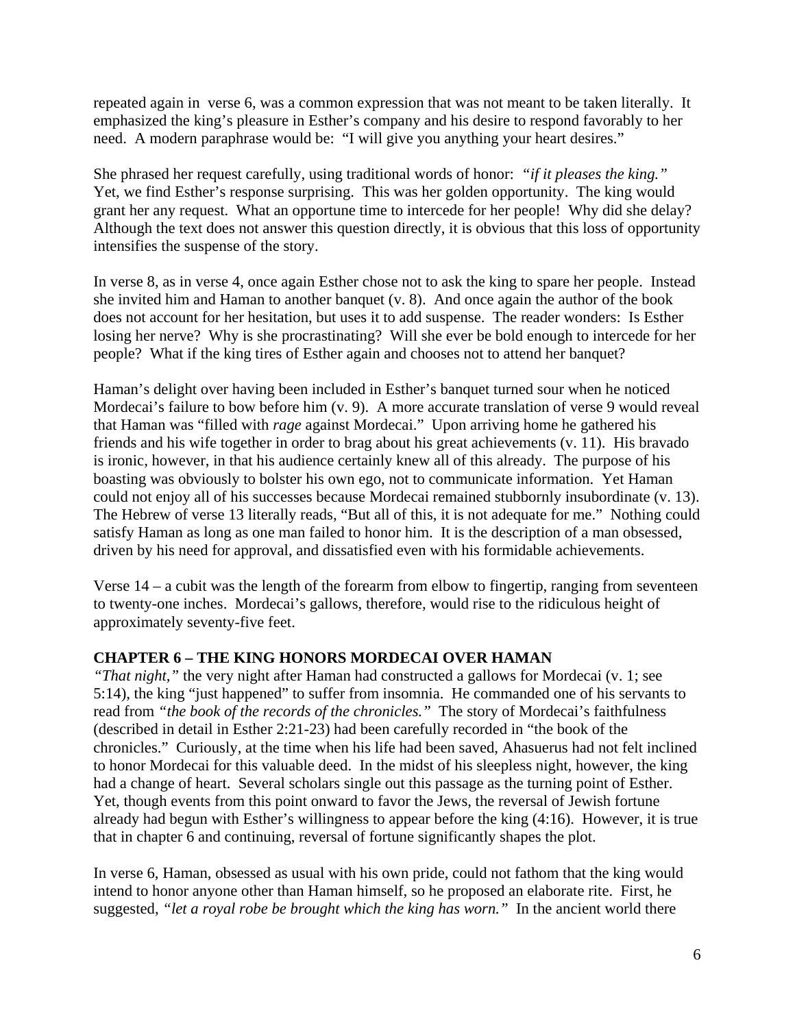repeated again in verse 6, was a common expression that was not meant to be taken literally. It emphasized the king's pleasure in Esther's company and his desire to respond favorably to her need. A modern paraphrase would be: "I will give you anything your heart desires."

She phrased her request carefully, using traditional words of honor: *"if it pleases the king."* Yet, we find Esther's response surprising. This was her golden opportunity. The king would grant her any request. What an opportune time to intercede for her people! Why did she delay? Although the text does not answer this question directly, it is obvious that this loss of opportunity intensifies the suspense of the story.

In verse 8, as in verse 4, once again Esther chose not to ask the king to spare her people. Instead she invited him and Haman to another banquet (v. 8). And once again the author of the book does not account for her hesitation, but uses it to add suspense. The reader wonders: Is Esther losing her nerve? Why is she procrastinating? Will she ever be bold enough to intercede for her people? What if the king tires of Esther again and chooses not to attend her banquet?

Haman's delight over having been included in Esther's banquet turned sour when he noticed Mordecai's failure to bow before him (v. 9). A more accurate translation of verse 9 would reveal that Haman was "filled with *rage* against Mordecai." Upon arriving home he gathered his friends and his wife together in order to brag about his great achievements (v. 11). His bravado is ironic, however, in that his audience certainly knew all of this already. The purpose of his boasting was obviously to bolster his own ego, not to communicate information. Yet Haman could not enjoy all of his successes because Mordecai remained stubbornly insubordinate (v. 13). The Hebrew of verse 13 literally reads, "But all of this, it is not adequate for me." Nothing could satisfy Haman as long as one man failed to honor him. It is the description of a man obsessed, driven by his need for approval, and dissatisfied even with his formidable achievements.

Verse 14 – a cubit was the length of the forearm from elbow to fingertip, ranging from seventeen to twenty-one inches. Mordecai's gallows, therefore, would rise to the ridiculous height of approximately seventy-five feet.

**CHAPTER 6 – THE KING HONORS MORDECAI OVER HAMAN**

*"That night,"* the very night after Haman had constructed a gallows for Mordecai (v. 1; see 5:14), the king "just happened" to suffer from insomnia. He commanded one of his servants to read from *"the book of the records of the chronicles."* The story of Mordecai's faithfulness (described in detail in Esther 2:21-23) had been carefully recorded in "the book of the chronicles." Curiously, at the time when his life had been saved, Ahasuerus had not felt inclined to honor Mordecai for this valuable deed. In the midst of his sleepless night, however, the king had a change of heart. Several scholars single out this passage as the turning point of Esther. Yet, though events from this point onward to favor the Jews, the reversal of Jewish fortune already had begun with Esther's willingness to appear before the king (4:16). However, it is true that in chapter 6 and continuing, reversal of fortune significantly shapes the plot.

In verse 6, Haman, obsessed as usual with his own pride, could not fathom that the king would intend to honor anyone other than Haman himself, so he proposed an elaborate rite. First, he suggested, *"let a royal robe be brought which the king has worn."* In the ancient world there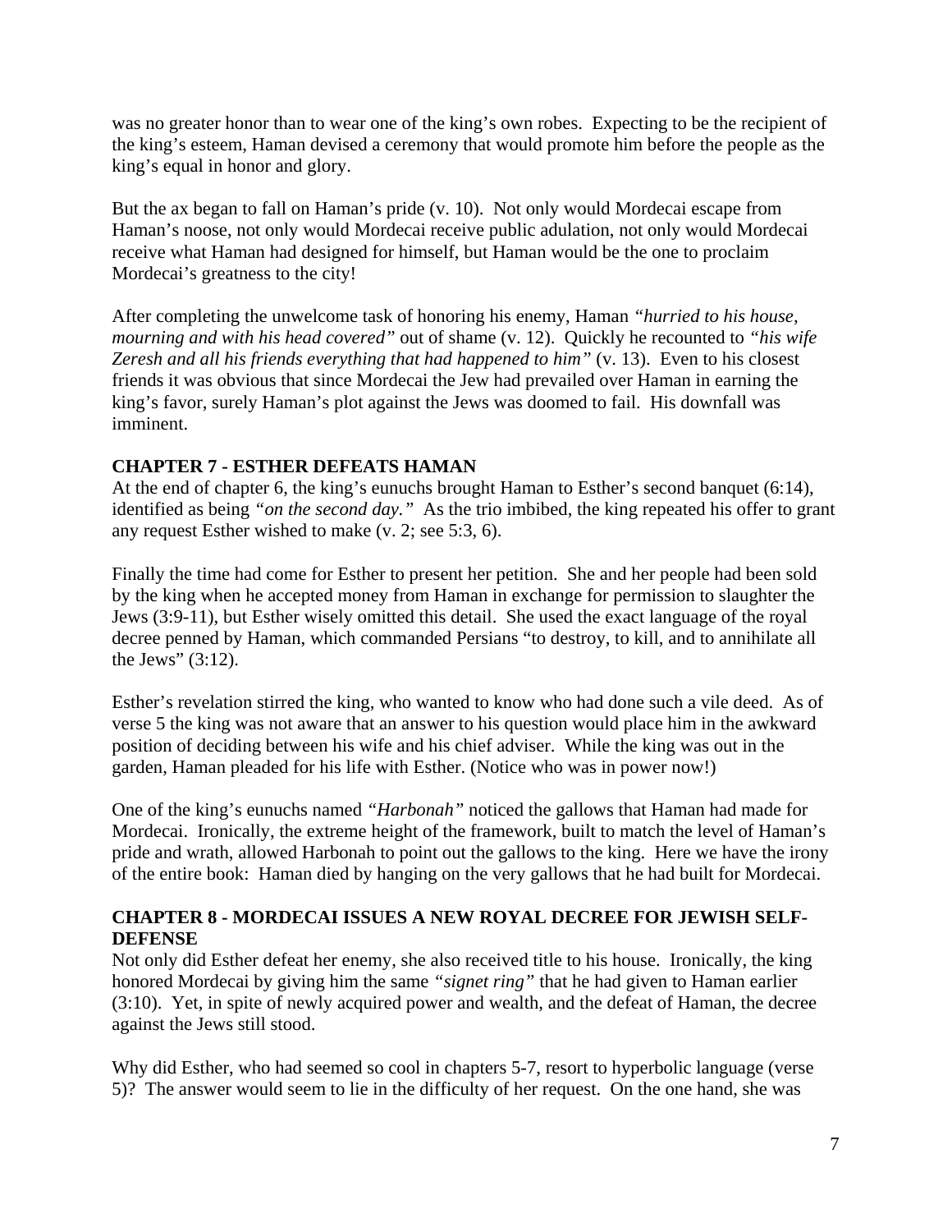was no greater honor than to wear one of the king's own robes. Expecting to be the recipient of the king's esteem, Haman devised a ceremony that would promote him before the people as the king's equal in honor and glory.

But the ax began to fall on Haman's pride (v. 10). Not only would Mordecai escape from Haman's noose, not only would Mordecai receive public adulation, not only would Mordecai receive what Haman had designed for himself, but Haman would be the one to proclaim Mordecai's greatness to the city!

After completing the unwelcome task of honoring his enemy, Haman *"hurried to his house, mourning and with his head covered"* out of shame (v. 12). Quickly he recounted to *"his wife Zeresh and all his friends everything that had happened to him"* (v. 13). Even to his closest friends it was obvious that since Mordecai the Jew had prevailed over Haman in earning the king's favor, surely Haman's plot against the Jews was doomed to fail. His downfall was imminent.

**CHAPTER 7 - ESTHER DEFEATS HAMAN**

At the end of chapter 6, the king's eunuchs brought Haman to Esther's second banquet (6:14), identified as being *"on the second day."* As the trio imbibed, the king repeated his offer to grant any request Esther wished to make (v. 2; see 5:3, 6).

Finally the time had come for Esther to present her petition. She and her people had been sold by the king when he accepted money from Haman in exchange for permission to slaughter the Jews (3:9-11), but Esther wisely omitted this detail. She used the exact language of the royal decree penned by Haman, which commanded Persians "to destroy, to kill, and to annihilate all the Jews" (3:12).

Esther's revelation stirred the king, who wanted to know who had done such a vile deed. As of verse 5 the king was not aware that an answer to his question would place him in the awkward position of deciding between his wife and his chief adviser. While the king was out in the garden, Haman pleaded for his life with Esther. (Notice who was in power now!)

One of the king's eunuchs named *"Harbonah"* noticed the gallows that Haman had made for Mordecai. Ironically, the extreme height of the framework, built to match the level of Haman's pride and wrath, allowed Harbonah to point out the gallows to the king. Here we have the irony of the entire book: Haman died by hanging on the very gallows that he had built for Mordecai.

**CHAPTER 8 - MORDECAI ISSUES A NEW ROYAL DECREE FOR JEWISH SELF-DEFENSE**

Not only did Esther defeat her enemy, she also received title to his house. Ironically, the king honored Mordecai by giving him the same *"signet ring"* that he had given to Haman earlier (3:10). Yet, in spite of newly acquired power and wealth, and the defeat of Haman, the decree against the Jews still stood.

Why did Esther, who had seemed so cool in chapters 5-7, resort to hyperbolic language (verse 5)? The answer would seem to lie in the difficulty of her request. On the one hand, she was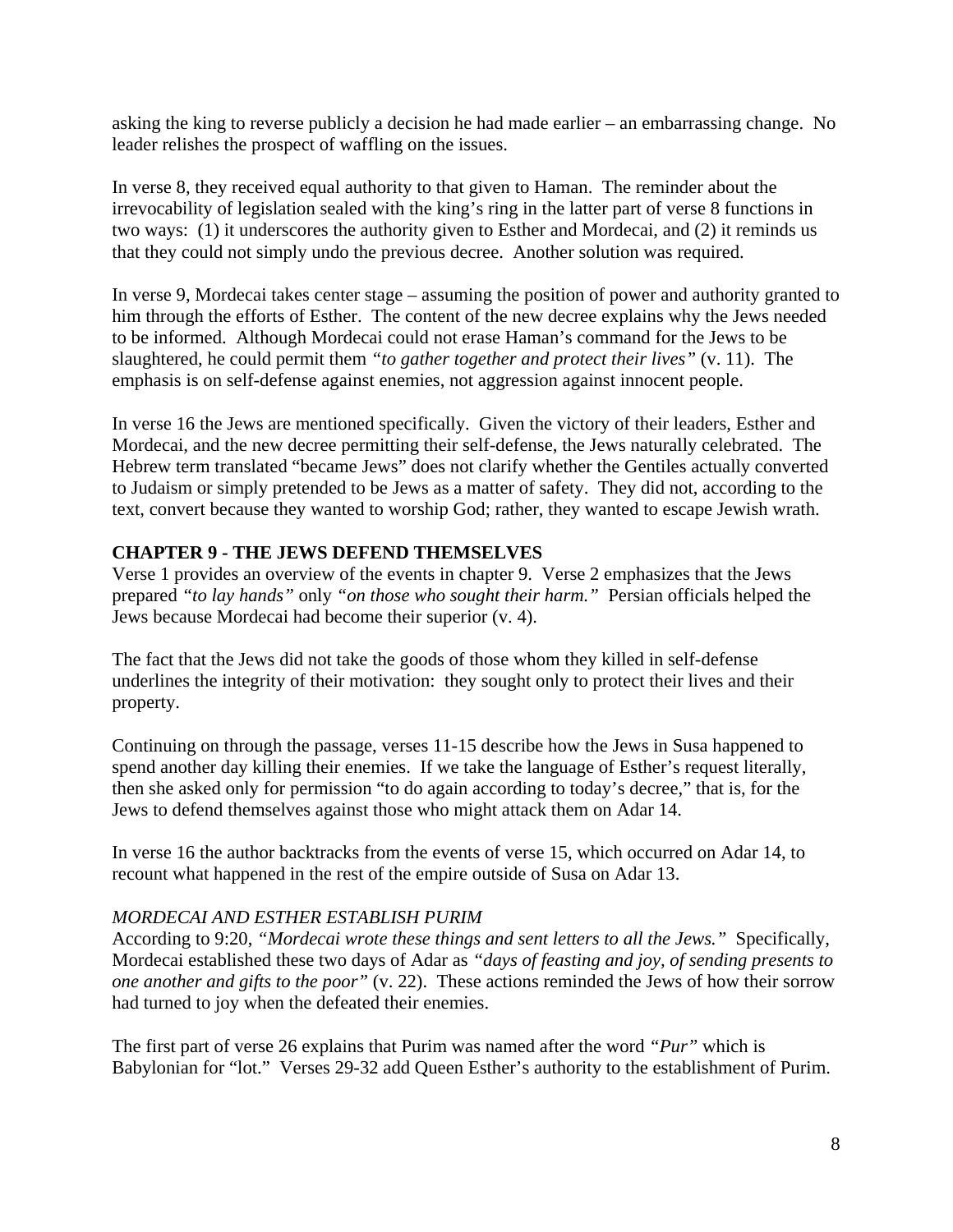asking the king to reverse publicly a decision he had made earlier – an embarrassing change. No leader relishes the prospect of waffling on the issues.

In verse 8, they received equal authority to that given to Haman. The reminder about the irrevocability of legislation sealed with the king's ring in the latter part of verse 8 functions in two ways: (1) it underscores the authority given to Esther and Mordecai, and (2) it reminds us that they could not simply undo the previous decree. Another solution was required.

In verse 9, Mordecai takes center stage – assuming the position of power and authority granted to him through the efforts of Esther. The content of the new decree explains why the Jews needed to be informed. Although Mordecai could not erase Haman's command for the Jews to be slaughtered, he could permit them *"to gather together and protect their lives"* (v. 11). The emphasis is on self-defense against enemies, not aggression against innocent people.

In verse 16 the Jews are mentioned specifically. Given the victory of their leaders, Esther and Mordecai, and the new decree permitting their self-defense, the Jews naturally celebrated. The Hebrew term translated "became Jews" does not clarify whether the Gentiles actually converted to Judaism or simply pretended to be Jews as a matter of safety. They did not, according to the text, convert because they wanted to worship God; rather, they wanted to escape Jewish wrath.

**CHAPTER 9 - THE JEWS DEFEND THEMSELVES**

Verse 1 provides an overview of the events in chapter 9. Verse 2 emphasizes that the Jews prepared *"to lay hands"* only *"on those who sought their harm."* Persian officials helped the Jews because Mordecai had become their superior (v. 4).

The fact that the Jews did not take the goods of those whom they killed in self-defense underlines the integrity of their motivation: they sought only to protect their lives and their property.

Continuing on through the passage, verses 11-15 describe how the Jews in Susa happened to spend another day killing their enemies. If we take the language of Esther's request literally, then she asked only for permission "to do again according to today's decree," that is, for the Jews to defend themselves against those who might attack them on Adar 14.

In verse 16 the author backtracks from the events of verse 15, which occurred on Adar 14, to recount what happened in the rest of the empire outside of Susa on Adar 13.

*MORDECAI AND ESTHER ESTABLISH PURIM*

According to 9:20, *"Mordecai wrote these things and sent letters to all the Jews."* Specifically, Mordecai established these two days of Adar as *"days of feasting and joy, of sending presents to one another and gifts to the poor"* (v. 22). These actions reminded the Jews of how their sorrow had turned to joy when the defeated their enemies.

The first part of verse 26 explains that Purim was named after the word *"Pur"* which is Babylonian for "lot." Verses 29-32 add Queen Esther's authority to the establishment of Purim.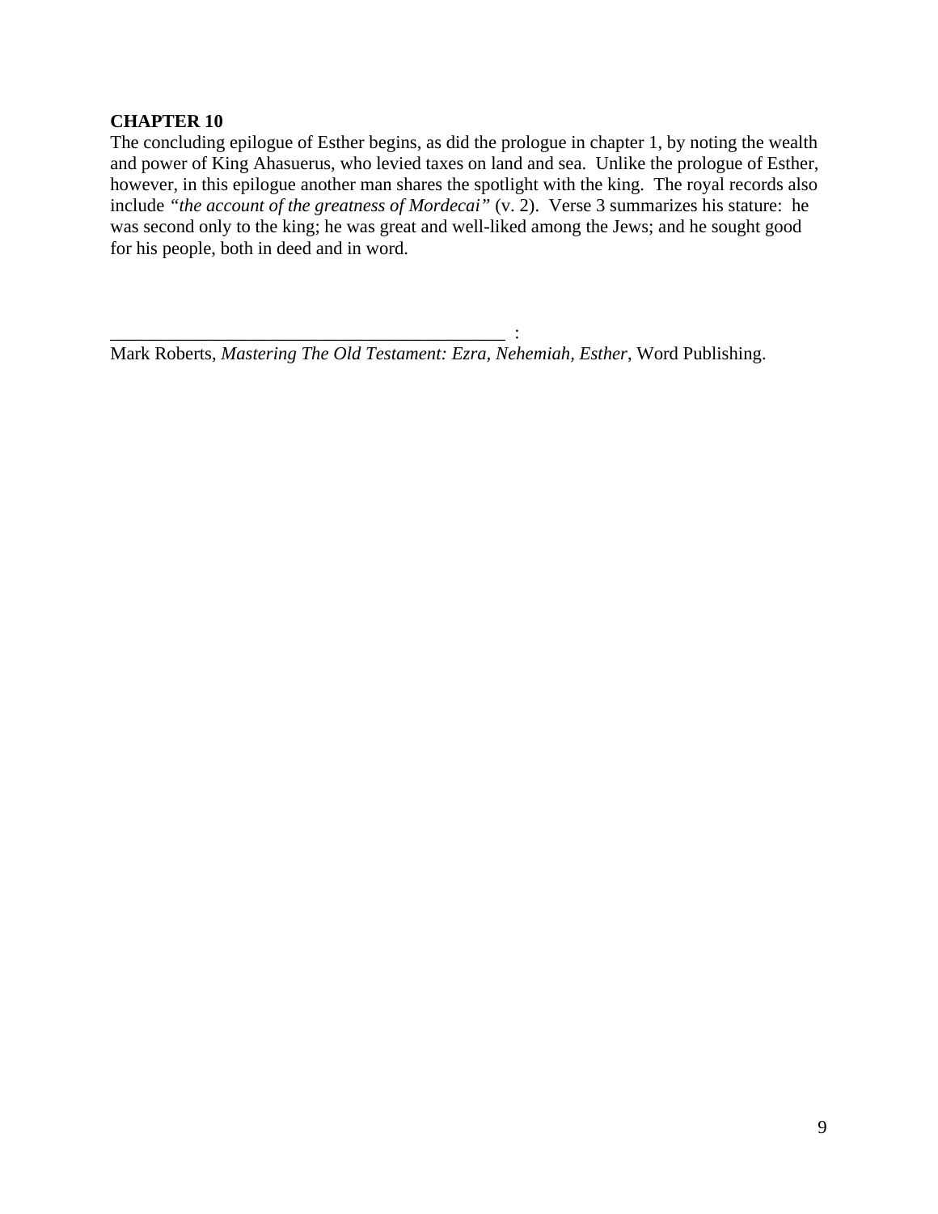**CHAPTER 10**

The concluding epilogue of Esther begins, as did the prologue in chapter 1, by noting the wealth and power of King Ahasuerus, who levied taxes on land and sea. Unlike the prologue of Esther, however, in this epilogue another man shares the spotlight with the king. The royal records also include *"the account of the greatness of Mordecai"* (v. 2). Verse 3 summarizes his stature: he was second only to the king; he was great and well-liked among the Jews; and he sought good for his people, both in deed and in word.

___________________________________________ :

Mark Roberts, *Mastering The Old Testament: Ezra, Nehemiah, Esther*, Word Publishing.